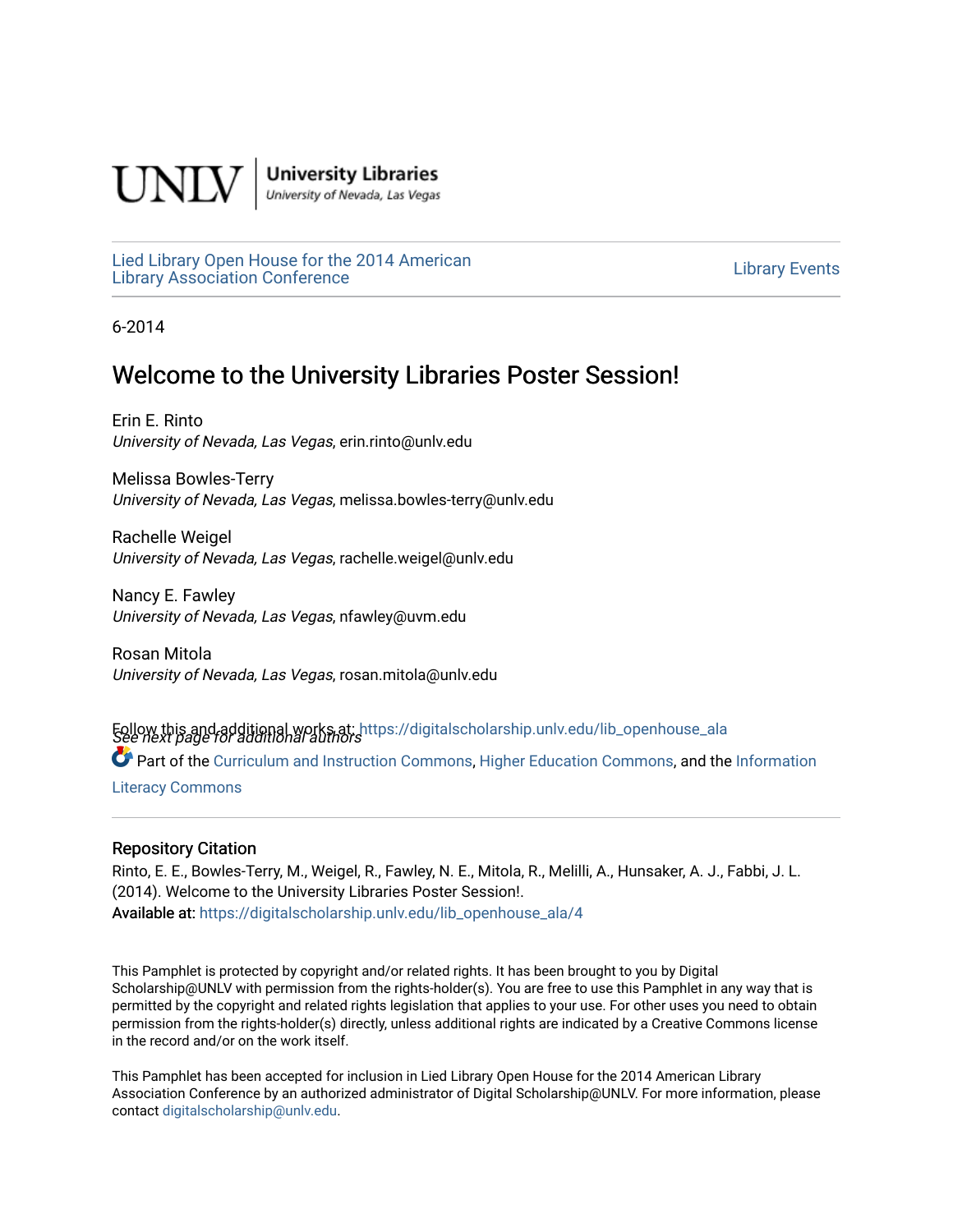UNLV | University Libraries
University of Nevada, Las Vegas

Lied Library Open House for the 2014 American Library Association Conference

Library Events

6-2014

# Welcome to the University Libraries Poster Session!

Erin E. Rinto
*University of Nevada, Las Vegas*, erin.rinto@unlv.edu

Melissa Bowles-Terry
*University of Nevada, Las Vegas*, melissa.bowles-terry@unlv.edu

Rachelle Weigel
*University of Nevada, Las Vegas*, rachelle.weigel@unlv.edu

Nancy E. Fawley
*University of Nevada, Las Vegas*, nfawley@uvm.edu

Rosan Mitola
*University of Nevada, Las Vegas*, rosan.mitola@unlv.edu

*See next page for additional authors*

Follow this and additional works at: https://digitalscholarship.unlv.edu/lib_openhouse_ala

Part of the Curriculum and Instruction Commons, Higher Education Commons, and the Information Literacy Commons

## Repository Citation

Rinto, E. E., Bowles-Terry, M., Weigel, R., Fawley, N. E., Mitola, R., Melilli, A., Hunsaker, A. J., Fabbi, J. L. (2014). Welcome to the University Libraries Poster Session!.
Available at: https://digitalscholarship.unlv.edu/lib_openhouse_ala/4

This Pamphlet is protected by copyright and/or related rights. It has been brought to you by Digital Scholarship@UNLV with permission from the rights-holder(s). You are free to use this Pamphlet in any way that is permitted by the copyright and related rights legislation that applies to your use. For other uses you need to obtain permission from the rights-holder(s) directly, unless additional rights are indicated by a Creative Commons license in the record and/or on the work itself.

This Pamphlet has been accepted for inclusion in Lied Library Open House for the 2014 American Library Association Conference by an authorized administrator of Digital Scholarship@UNLV. For more information, please contact digitalscholarship@unlv.edu.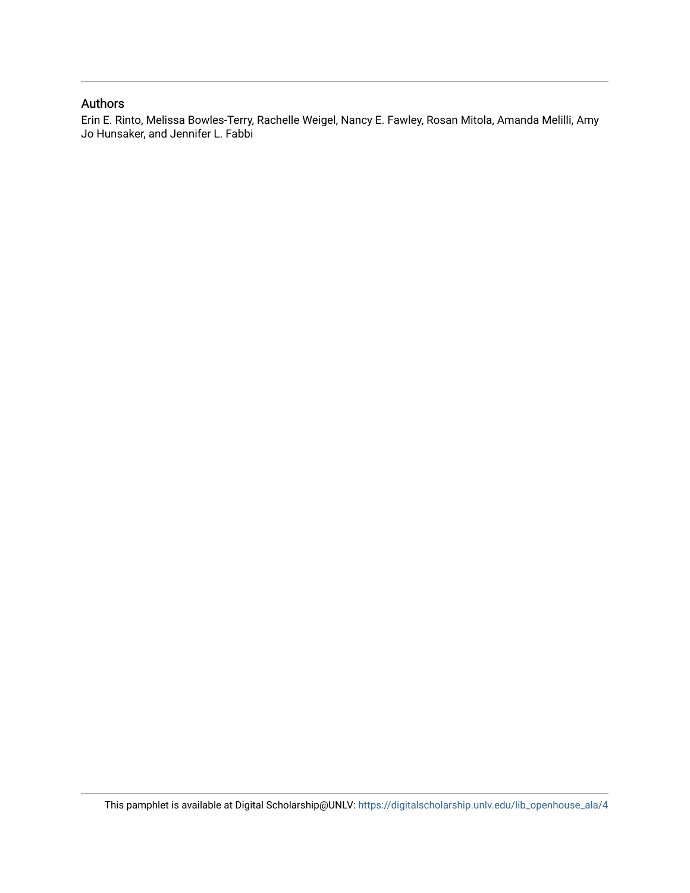## Authors

Erin E. Rinto, Melissa Bowles-Terry, Rachelle Weigel, Nancy E. Fawley, Rosan Mitola, Amanda Melilli, Amy Jo Hunsaker, and Jennifer L. Fabbi

This pamphlet is available at Digital Scholarship@UNLV: https://digitalscholarship.unlv.edu/lib_openhouse_ala/4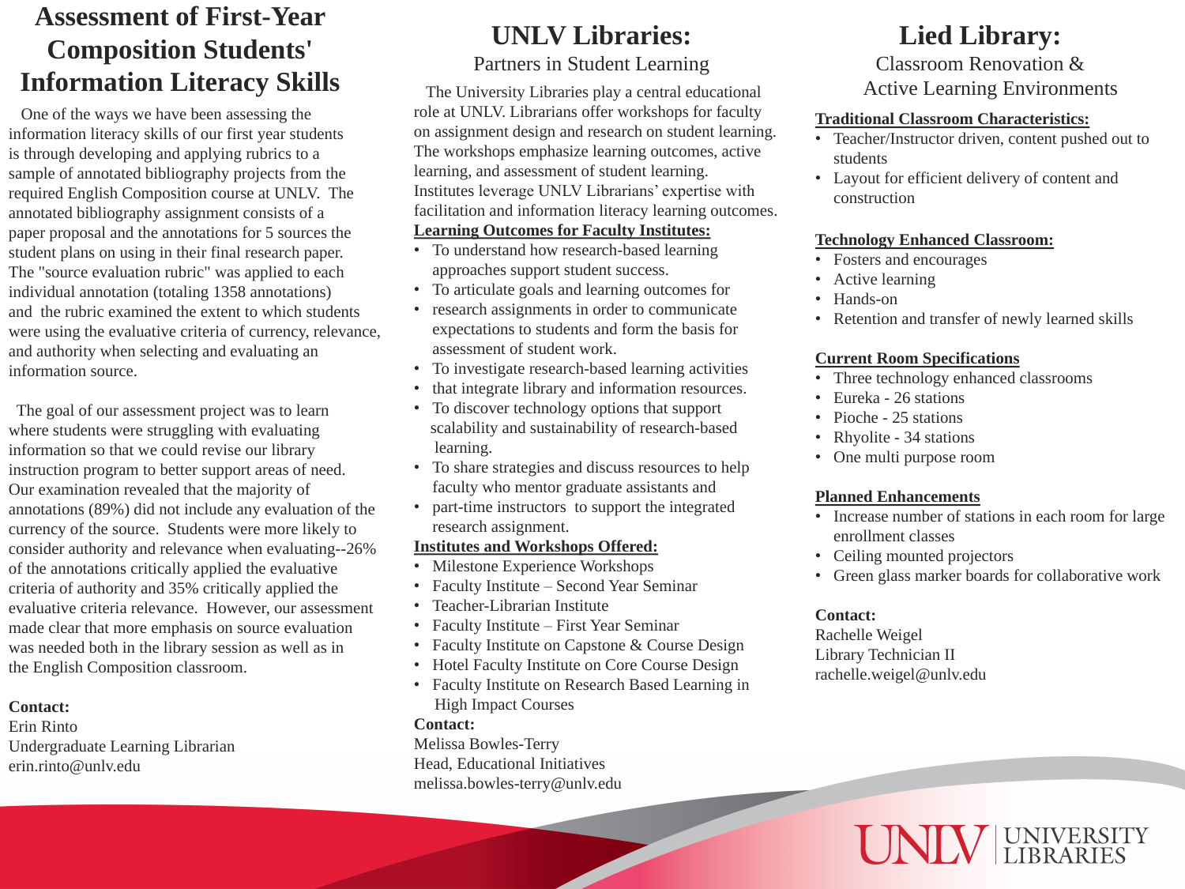# Assessment of First-Year Composition Students' Information Literacy Skills

One of the ways we have been assessing the information literacy skills of our first year students is through developing and applying rubrics to a sample of annotated bibliography projects from the required English Composition course at UNLV. The annotated bibliography assignment consists of a paper proposal and the annotations for 5 sources the student plans on using in their final research paper. The "source evaluation rubric" was applied to each individual annotation (totaling 1358 annotations) and the rubric examined the extent to which students were using the evaluative criteria of currency, relevance, and authority when selecting and evaluating an information source.

The goal of our assessment project was to learn where students were struggling with evaluating information so that we could revise our library instruction program to better support areas of need. Our examination revealed that the majority of annotations (89%) did not include any evaluation of the currency of the source. Students were more likely to consider authority and relevance when evaluating--26% of the annotations critically applied the evaluative criteria of authority and 35% critically applied the evaluative criteria relevance. However, our assessment made clear that more emphasis on source evaluation was needed both in the library session as well as in the English Composition classroom.

**Contact:**
Erin Rinto
Undergraduate Learning Librarian
erin.rinto@unlv.edu

# UNLV Libraries:

## Partners in Student Learning

The University Libraries play a central educational role at UNLV. Librarians offer workshops for faculty on assignment design and research on student learning. The workshops emphasize learning outcomes, active learning, and assessment of student learning. Institutes leverage UNLV Librarians' expertise with facilitation and information literacy learning outcomes.

**Learning Outcomes for Faculty Institutes:**

- To understand how research-based learning approaches support student success.
- To articulate goals and learning outcomes for
- research assignments in order to communicate expectations to students and form the basis for assessment of student work.
- To investigate research-based learning activities
- that integrate library and information resources.
- To discover technology options that support scalability and sustainability of research-based learning.
- To share strategies and discuss resources to help faculty who mentor graduate assistants and
- part-time instructors to support the integrated research assignment.

**Institutes and Workshops Offered:**

- Milestone Experience Workshops
- Faculty Institute – Second Year Seminar
- Teacher-Librarian Institute
- Faculty Institute – First Year Seminar
- Faculty Institute on Capstone & Course Design
- Hotel Faculty Institute on Core Course Design
- Faculty Institute on Research Based Learning in High Impact Courses

**Contact:**
Melissa Bowles-Terry
Head, Educational Initiatives
melissa.bowles-terry@unlv.edu

# Lied Library:

## Classroom Renovation & Active Learning Environments

**Traditional Classroom Characteristics:**

- Teacher/Instructor driven, content pushed out to students
- Layout for efficient delivery of content and construction

**Technology Enhanced Classroom:**

- Fosters and encourages
- Active learning
- Hands-on
- Retention and transfer of newly learned skills

**Current Room Specifications**

- Three technology enhanced classrooms
- Eureka - 26 stations
- Pioche - 25 stations
- Rhyolite - 34 stations
- One multi purpose room

**Planned Enhancements**

- Increase number of stations in each room for large enrollment classes
- Ceiling mounted projectors
- Green glass marker boards for collaborative work

**Contact:**
Rachelle Weigel
Library Technician II
rachelle.weigel@unlv.edu

UNLV | UNIVERSITY LIBRARIES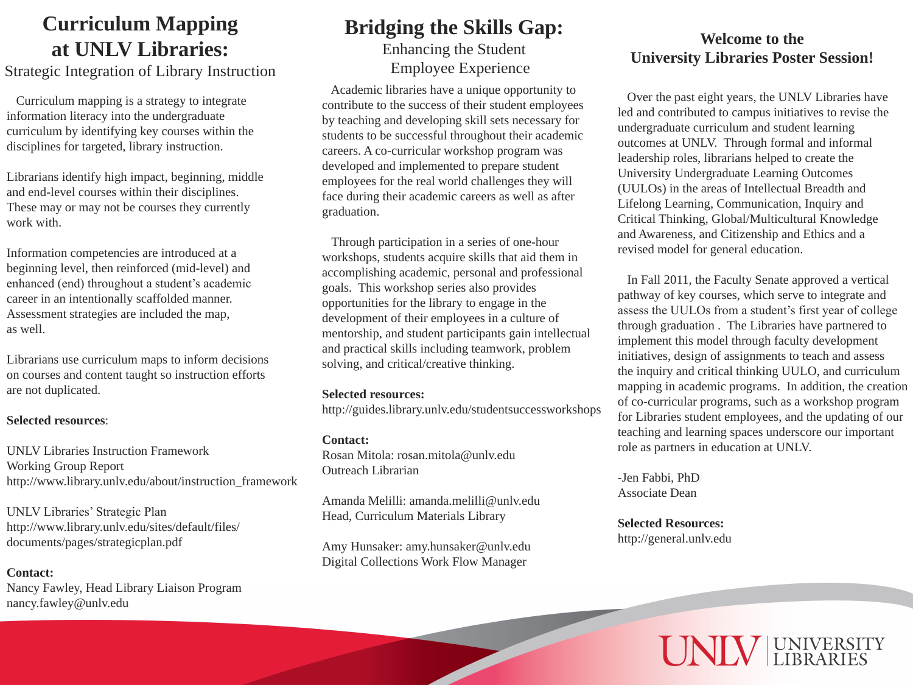# Curriculum Mapping at UNLV Libraries:

Strategic Integration of Library Instruction

Curriculum mapping is a strategy to integrate information literacy into the undergraduate curriculum by identifying key courses within the disciplines for targeted, library instruction.

Librarians identify high impact, beginning, middle and end-level courses within their disciplines. These may or may not be courses they currently work with.

Information competencies are introduced at a beginning level, then reinforced (mid-level) and enhanced (end) throughout a student's academic career in an intentionally scaffolded manner. Assessment strategies are included the map, as well.

Librarians use curriculum maps to inform decisions on courses and content taught so instruction efforts are not duplicated.

**Selected resources**:

UNLV Libraries Instruction Framework Working Group Report
http://www.library.unlv.edu/about/instruction_framework

UNLV Libraries' Strategic Plan
http://www.library.unlv.edu/sites/default/files/documents/pages/strategicplan.pdf

**Contact:**
Nancy Fawley, Head Library Liaison Program
nancy.fawley@unlv.edu

# Bridging the Skills Gap:

Enhancing the Student Employee Experience

Academic libraries have a unique opportunity to contribute to the success of their student employees by teaching and developing skill sets necessary for students to be successful throughout their academic careers. A co-curricular workshop program was developed and implemented to prepare student employees for the real world challenges they will face during their academic careers as well as after graduation.

Through participation in a series of one-hour workshops, students acquire skills that aid them in accomplishing academic, personal and professional goals. This workshop series also provides opportunities for the library to engage in the development of their employees in a culture of mentorship, and student participants gain intellectual and practical skills including teamwork, problem solving, and critical/creative thinking.

**Selected resources:**
http://guides.library.unlv.edu/studentsuccessworkshops

**Contact:**
Rosan Mitola: rosan.mitola@unlv.edu
Outreach Librarian

Amanda Melilli: amanda.melilli@unlv.edu
Head, Curriculum Materials Library

Amy Hunsaker: amy.hunsaker@unlv.edu
Digital Collections Work Flow Manager

## Welcome to the University Libraries Poster Session!

Over the past eight years, the UNLV Libraries have led and contributed to campus initiatives to revise the undergraduate curriculum and student learning outcomes at UNLV. Through formal and informal leadership roles, librarians helped to create the University Undergraduate Learning Outcomes (UULOs) in the areas of Intellectual Breadth and Lifelong Learning, Communication, Inquiry and Critical Thinking, Global/Multicultural Knowledge and Awareness, and Citizenship and Ethics and a revised model for general education.

In Fall 2011, the Faculty Senate approved a vertical pathway of key courses, which serve to integrate and assess the UULOs from a student's first year of college through graduation . The Libraries have partnered to implement this model through faculty development initiatives, design of assignments to teach and assess the inquiry and critical thinking UULO, and curriculum mapping in academic programs. In addition, the creation of co-curricular programs, such as a workshop program for Libraries student employees, and the updating of our teaching and learning spaces underscore our important role as partners in education at UNLV.

-Jen Fabbi, PhD
Associate Dean

**Selected Resources:**
http://general.unlv.edu

UNLV | UNIVERSITY LIBRARIES